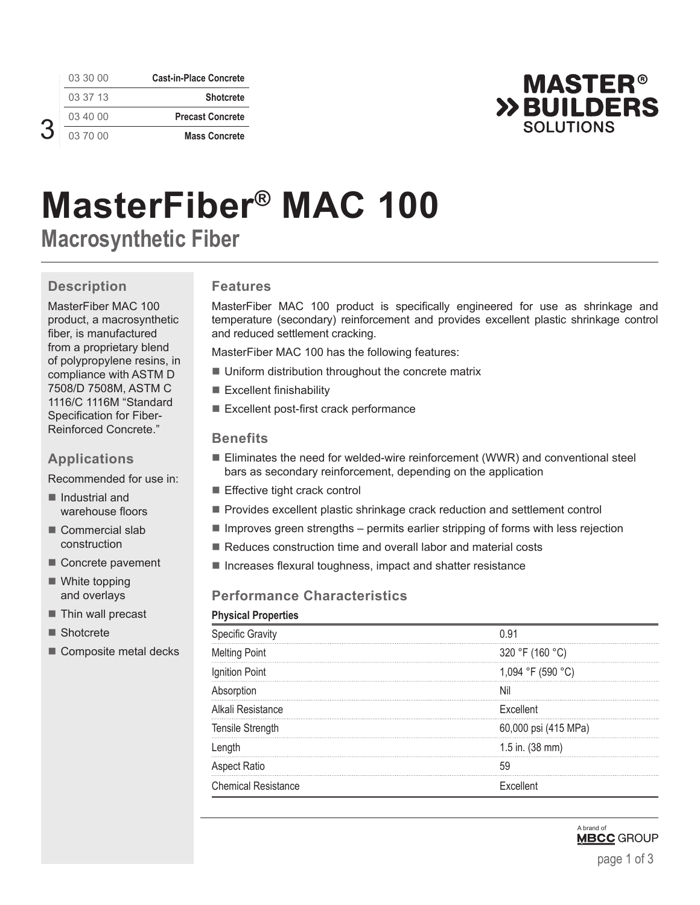| | |
|---|---|
| 03 30 00 | Cast-in-Place Concrete |
| 03 37 13 | Shotcrete |
| 03 40 00 | Precast Concrete |
| 03 70 00 | Mass Concrete |

# MasterFiber® MAC 100

## Macrosynthetic Fiber

### Description

MasterFiber MAC 100 product, a macrosynthetic fiber, is manufactured from a proprietary blend of polypropylene resins, in compliance with ASTM D 7508/D 7508M, ASTM C 1116/C 1116M "Standard Specification for Fiber-Reinforced Concrete."

### Applications

Recommended for use in:

- Industrial and warehouse floors
- Commercial slab construction
- Concrete pavement
- White topping and overlays
- Thin wall precast
- Shotcrete
- Composite metal decks

### Features

MasterFiber MAC 100 product is specifically engineered for use as shrinkage and temperature (secondary) reinforcement and provides excellent plastic shrinkage control and reduced settlement cracking.

MasterFiber MAC 100 has the following features:

- Uniform distribution throughout the concrete matrix
- Excellent finishability
- Excellent post-first crack performance

### Benefits

- Eliminates the need for welded-wire reinforcement (WWR) and conventional steel bars as secondary reinforcement, depending on the application
- Effective tight crack control
- Provides excellent plastic shrinkage crack reduction and settlement control
- Improves green strengths – permits earlier stripping of forms with less rejection
- Reduces construction time and overall labor and material costs
- Increases flexural toughness, impact and shatter resistance

### Performance Characteristics

**Physical Properties**

| | |
|---|---|
| Specific Gravity | 0.91 |
| Melting Point | 320 °F (160 °C) |
| Ignition Point | 1,094 °F (590 °C) |
| Absorption | Nil |
| Alkali Resistance | Excellent |
| Tensile Strength | 60,000 psi (415 MPa) |
| Length | 1.5 in. (38 mm) |
| Aspect Ratio | 59 |
| Chemical Resistance | Excellent |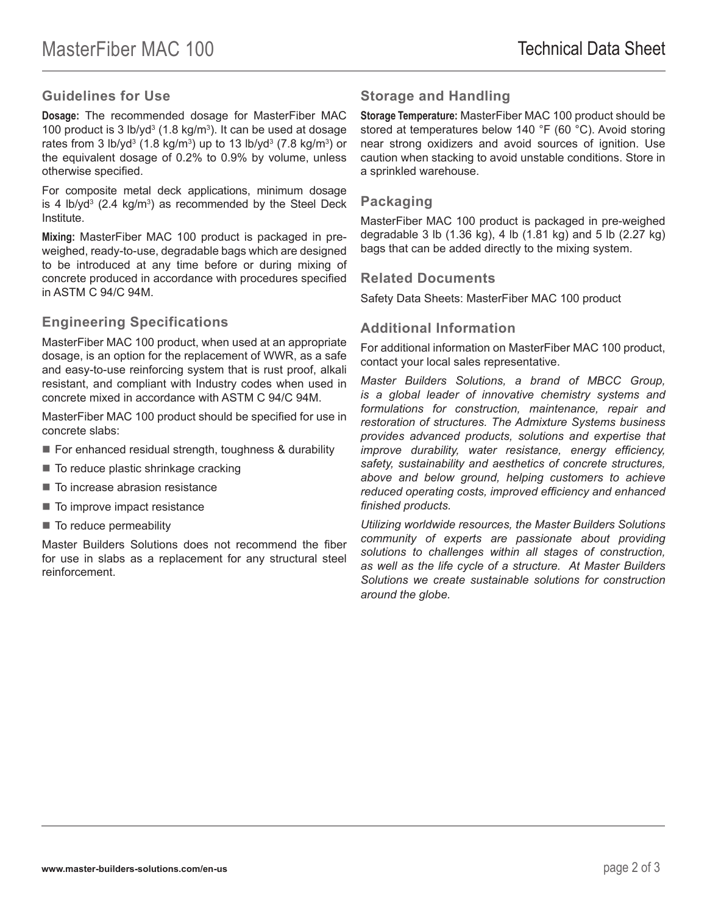## Guidelines for Use

**Dosage:** The recommended dosage for MasterFiber MAC 100 product is 3 lb/yd$^3$ (1.8 kg/m$^3$). It can be used at dosage rates from 3 lb/yd$^3$ (1.8 kg/m$^3$) up to 13 lb/yd$^3$ (7.8 kg/m$^3$) or the equivalent dosage of 0.2% to 0.9% by volume, unless otherwise specified.

For composite metal deck applications, minimum dosage is 4 lb/yd$^3$ (2.4 kg/m$^3$) as recommended by the Steel Deck Institute.

**Mixing:** MasterFiber MAC 100 product is packaged in pre-weighed, ready-to-use, degradable bags which are designed to be introduced at any time before or during mixing of concrete produced in accordance with procedures specified in ASTM C 94/C 94M.

## Engineering Specifications

MasterFiber MAC 100 product, when used at an appropriate dosage, is an option for the replacement of WWR, as a safe and easy-to-use reinforcing system that is rust proof, alkali resistant, and compliant with Industry codes when used in concrete mixed in accordance with ASTM C 94/C 94M.

MasterFiber MAC 100 product should be specified for use in concrete slabs:

- For enhanced residual strength, toughness & durability
- To reduce plastic shrinkage cracking
- To increase abrasion resistance
- To improve impact resistance
- To reduce permeability

Master Builders Solutions does not recommend the fiber for use in slabs as a replacement for any structural steel reinforcement.

## Storage and Handling

**Storage Temperature:** MasterFiber MAC 100 product should be stored at temperatures below 140 °F (60 °C). Avoid storing near strong oxidizers and avoid sources of ignition. Use caution when stacking to avoid unstable conditions. Store in a sprinkled warehouse.

## Packaging

MasterFiber MAC 100 product is packaged in pre-weighed degradable 3 lb (1.36 kg), 4 lb (1.81 kg) and 5 lb (2.27 kg) bags that can be added directly to the mixing system.

## Related Documents

Safety Data Sheets: MasterFiber MAC 100 product

## Additional Information

For additional information on MasterFiber MAC 100 product, contact your local sales representative.

*Master Builders Solutions, a brand of MBCC Group, is a global leader of innovative chemistry systems and formulations for construction, maintenance, repair and restoration of structures. The Admixture Systems business provides advanced products, solutions and expertise that improve durability, water resistance, energy efficiency, safety, sustainability and aesthetics of concrete structures, above and below ground, helping customers to achieve reduced operating costs, improved efficiency and enhanced finished products.*

*Utilizing worldwide resources, the Master Builders Solutions community of experts are passionate about providing solutions to challenges within all stages of construction, as well as the life cycle of a structure. At Master Builders Solutions we create sustainable solutions for construction around the globe.*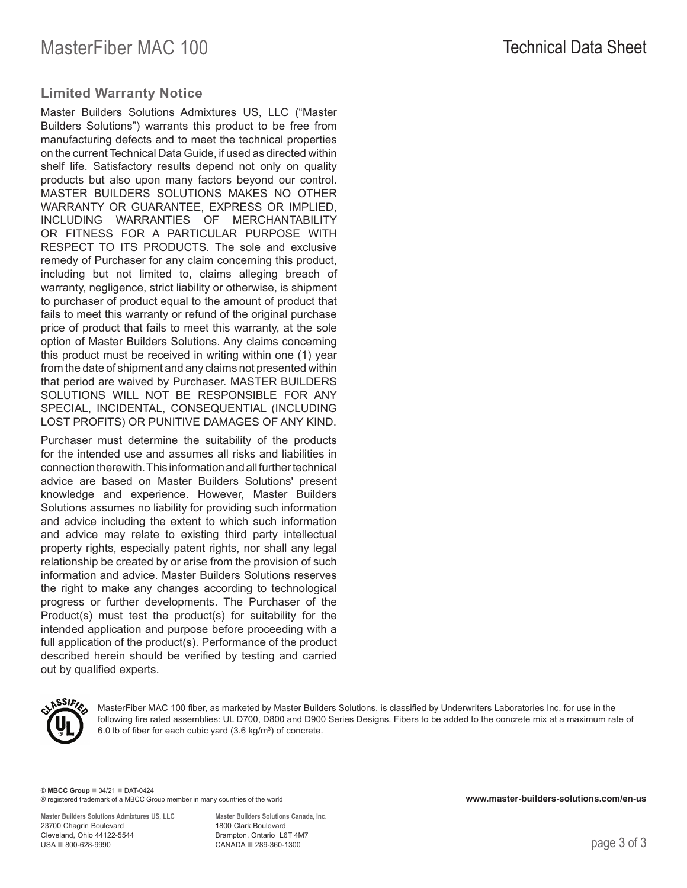## Limited Warranty Notice

Master Builders Solutions Admixtures US, LLC ("Master Builders Solutions") warrants this product to be free from manufacturing defects and to meet the technical properties on the current Technical Data Guide, if used as directed within shelf life. Satisfactory results depend not only on quality products but also upon many factors beyond our control. MASTER BUILDERS SOLUTIONS MAKES NO OTHER WARRANTY OR GUARANTEE, EXPRESS OR IMPLIED, INCLUDING WARRANTIES OF MERCHANTABILITY OR FITNESS FOR A PARTICULAR PURPOSE WITH RESPECT TO ITS PRODUCTS. The sole and exclusive remedy of Purchaser for any claim concerning this product, including but not limited to, claims alleging breach of warranty, negligence, strict liability or otherwise, is shipment to purchaser of product equal to the amount of product that fails to meet this warranty or refund of the original purchase price of product that fails to meet this warranty, at the sole option of Master Builders Solutions. Any claims concerning this product must be received in writing within one (1) year from the date of shipment and any claims not presented within that period are waived by Purchaser. MASTER BUILDERS SOLUTIONS WILL NOT BE RESPONSIBLE FOR ANY SPECIAL, INCIDENTAL, CONSEQUENTIAL (INCLUDING LOST PROFITS) OR PUNITIVE DAMAGES OF ANY KIND.

Purchaser must determine the suitability of the products for the intended use and assumes all risks and liabilities in connection therewith. This information and all further technical advice are based on Master Builders Solutions' present knowledge and experience. However, Master Builders Solutions assumes no liability for providing such information and advice including the extent to which such information and advice may relate to existing third party intellectual property rights, especially patent rights, nor shall any legal relationship be created by or arise from the provision of such information and advice. Master Builders Solutions reserves the right to make any changes according to technological progress or further developments. The Purchaser of the Product(s) must test the product(s) for suitability for the intended application and purpose before proceeding with a full application of the product(s). Performance of the product described herein should be verified by testing and carried out by qualified experts.

MasterFiber MAC 100 fiber, as marketed by Master Builders Solutions, is classified by Underwriters Laboratories Inc. for use in the following fire rated assemblies: UL D700, D800 and D900 Series Designs. Fibers to be added to the concrete mix at a maximum rate of 6.0 lb of fiber for each cubic yard (3.6 kg/m$^3$) of concrete.

© **MBCC Group** ■ 04/21 ■ DAT-0424
® registered trademark of a MBCC Group member in many countries of the world

**www.master-builders-solutions.com/en-us**

**Master Builders Solutions Admixtures US, LLC**
23700 Chagrin Boulevard
Cleveland, Ohio 44122-5544
USA ■ 800-628-9990

**Master Builders Solutions Canada, Inc.**
1800 Clark Boulevard
Brampton, Ontario L6T 4M7
CANADA ■ 289-360-1300